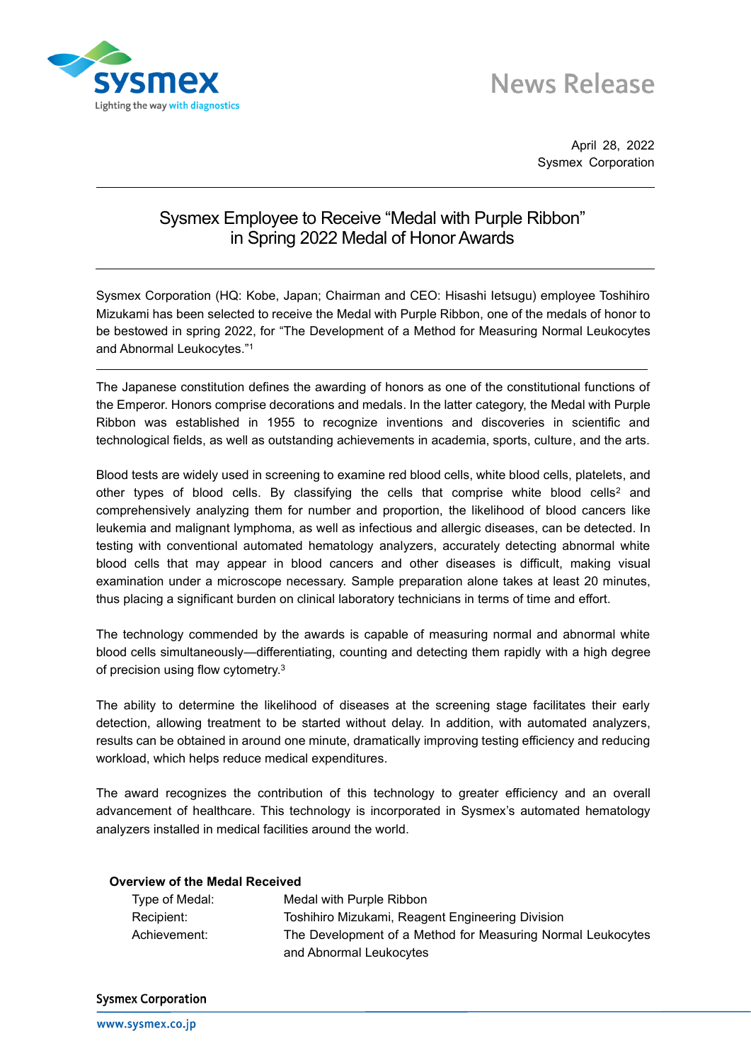# News Release

April 28, 2022
Sysmex Corporation

## Sysmex Employee to Receive "Medal with Purple Ribbon" in Spring 2022 Medal of Honor Awards

Sysmex Corporation (HQ: Kobe, Japan; Chairman and CEO: Hisashi Ietsugu) employee Toshihiro Mizukami has been selected to receive the Medal with Purple Ribbon, one of the medals of honor to be bestowed in spring 2022, for "The Development of a Method for Measuring Normal Leukocytes and Abnormal Leukocytes."[1]

---

The Japanese constitution defines the awarding of honors as one of the constitutional functions of the Emperor. Honors comprise decorations and medals. In the latter category, the Medal with Purple Ribbon was established in 1955 to recognize inventions and discoveries in scientific and technological fields, as well as outstanding achievements in academia, sports, culture, and the arts.

Blood tests are widely used in screening to examine red blood cells, white blood cells, platelets, and other types of blood cells. By classifying the cells that comprise white blood cells[2] and comprehensively analyzing them for number and proportion, the likelihood of blood cancers like leukemia and malignant lymphoma, as well as infectious and allergic diseases, can be detected. In testing with conventional automated hematology analyzers, accurately detecting abnormal white blood cells that may appear in blood cancers and other diseases is difficult, making visual examination under a microscope necessary. Sample preparation alone takes at least 20 minutes, thus placing a significant burden on clinical laboratory technicians in terms of time and effort.

The technology commended by the awards is capable of measuring normal and abnormal white blood cells simultaneously—differentiating, counting and detecting them rapidly with a high degree of precision using flow cytometry.[3]

The ability to determine the likelihood of diseases at the screening stage facilitates their early detection, allowing treatment to be started without delay. In addition, with automated analyzers, results can be obtained in around one minute, dramatically improving testing efficiency and reducing workload, which helps reduce medical expenditures.

The award recognizes the contribution of this technology to greater efficiency and an overall advancement of healthcare. This technology is incorporated in Sysmex's automated hematology analyzers installed in medical facilities around the world.

**Overview of the Medal Received**

| | |
|---|---|
| Type of Medal: | Medal with Purple Ribbon |
| Recipient: | Toshihiro Mizukami, Reagent Engineering Division |
| Achievement: | The Development of a Method for Measuring Normal Leukocytes and Abnormal Leukocytes |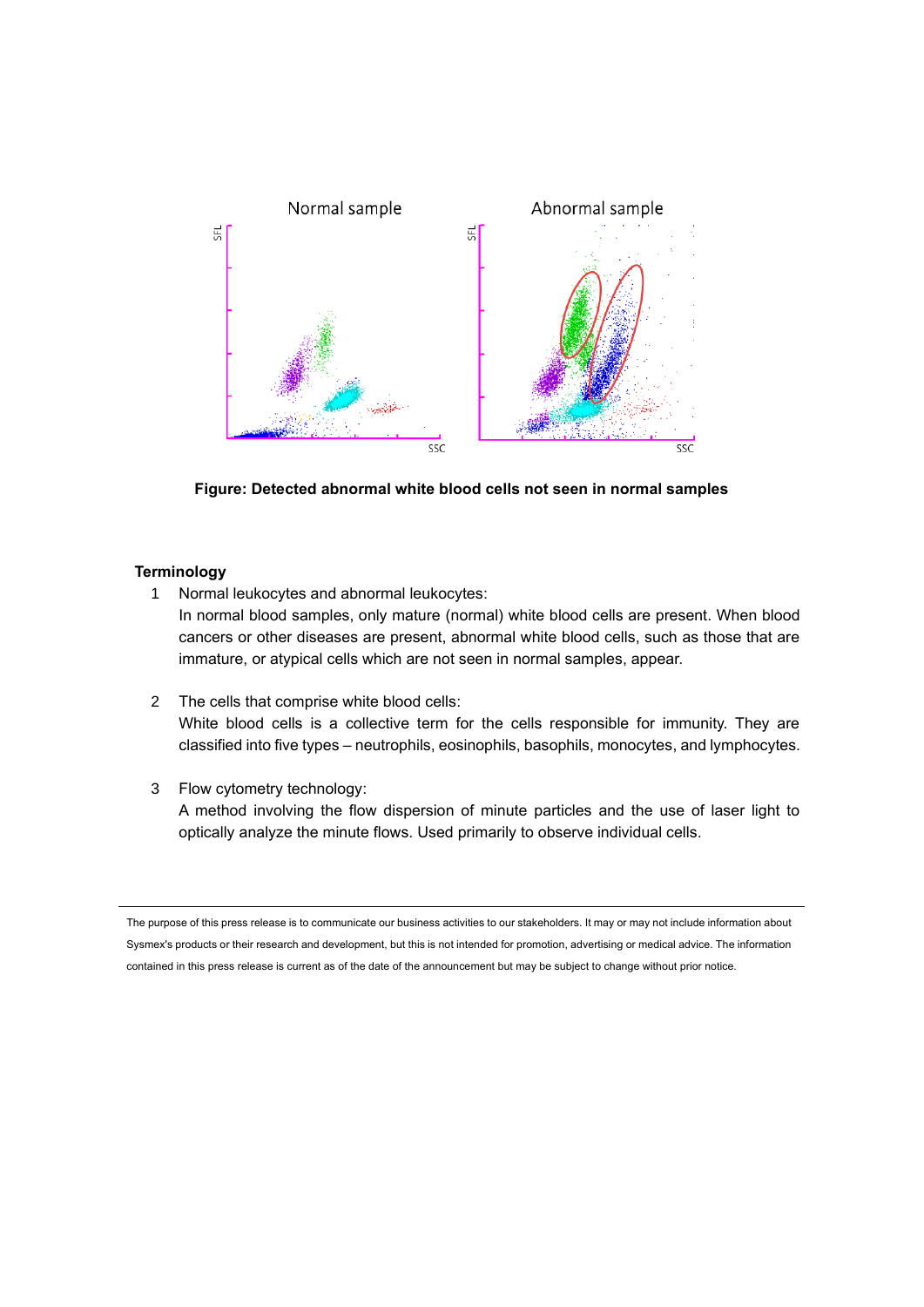Normal sample

SFL

SSC

Abnormal sample

SFL

SSC

**Figure: Detected abnormal white blood cells not seen in normal samples**

**Terminology**

1. Normal leukocytes and abnormal leukocytes:
   In normal blood samples, only mature (normal) white blood cells are present. When blood cancers or other diseases are present, abnormal white blood cells, such as those that are immature, or atypical cells which are not seen in normal samples, appear.

2. The cells that comprise white blood cells:
   White blood cells is a collective term for the cells responsible for immunity. They are classified into five types – neutrophils, eosinophils, basophils, monocytes, and lymphocytes.

3. Flow cytometry technology:
   A method involving the flow dispersion of minute particles and the use of laser light to optically analyze the minute flows. Used primarily to observe individual cells.

---

The purpose of this press release is to communicate our business activities to our stakeholders. It may or may not include information about Sysmex's products or their research and development, but this is not intended for promotion, advertising or medical advice. The information contained in this press release is current as of the date of the announcement but may be subject to change without prior notice.